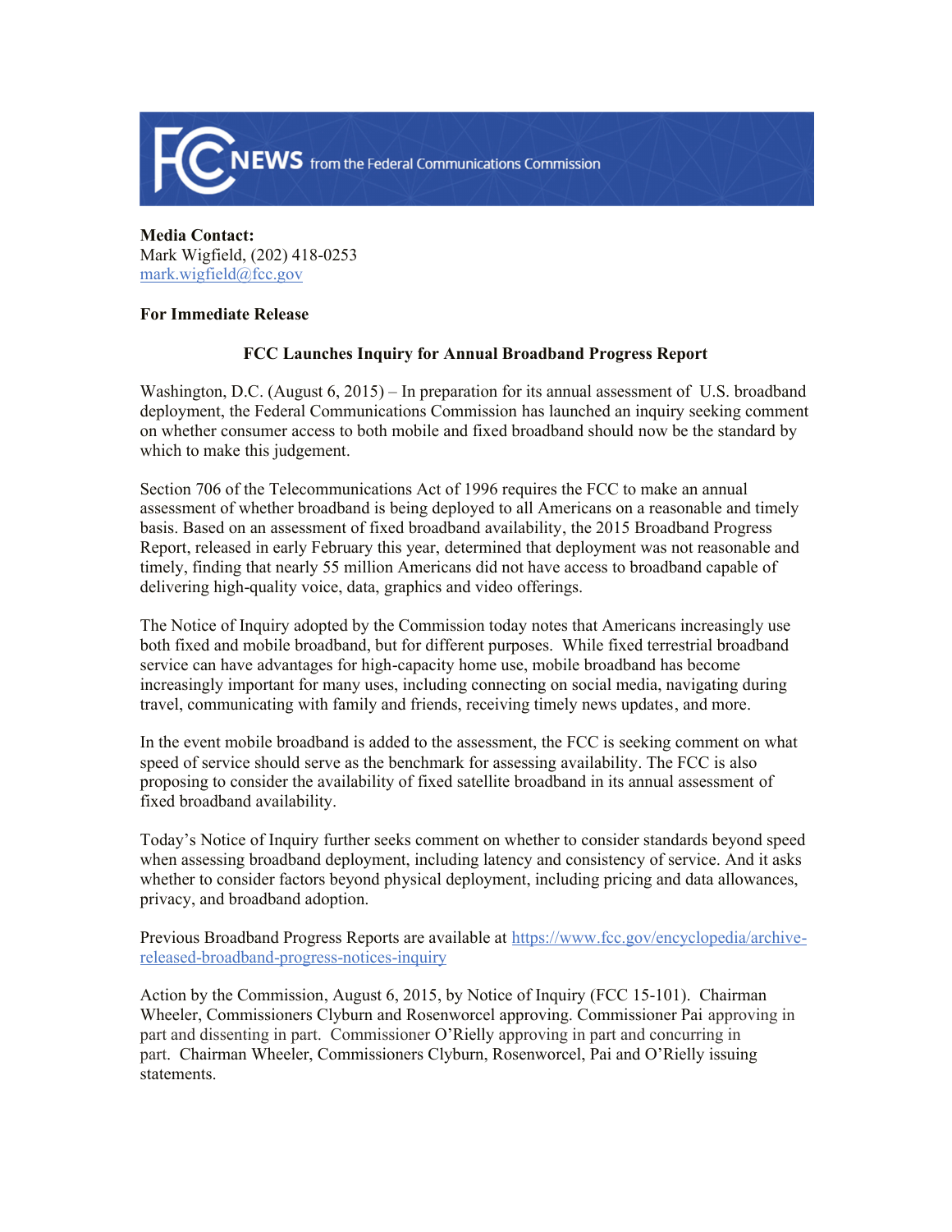FCC NEWS from the Federal Communications Commission

**Media Contact:**
Mark Wigfield, (202) 418-0253
mark.wigfield@fcc.gov

**For Immediate Release**

**FCC Launches Inquiry for Annual Broadband Progress Report**

Washington, D.C. (August 6, 2015) – In preparation for its annual assessment of U.S. broadband deployment, the Federal Communications Commission has launched an inquiry seeking comment on whether consumer access to both mobile and fixed broadband should now be the standard by which to make this judgement.

Section 706 of the Telecommunications Act of 1996 requires the FCC to make an annual assessment of whether broadband is being deployed to all Americans on a reasonable and timely basis. Based on an assessment of fixed broadband availability, the 2015 Broadband Progress Report, released in early February this year, determined that deployment was not reasonable and timely, finding that nearly 55 million Americans did not have access to broadband capable of delivering high-quality voice, data, graphics and video offerings.

The Notice of Inquiry adopted by the Commission today notes that Americans increasingly use both fixed and mobile broadband, but for different purposes. While fixed terrestrial broadband service can have advantages for high-capacity home use, mobile broadband has become increasingly important for many uses, including connecting on social media, navigating during travel, communicating with family and friends, receiving timely news updates, and more.

In the event mobile broadband is added to the assessment, the FCC is seeking comment on what speed of service should serve as the benchmark for assessing availability. The FCC is also proposing to consider the availability of fixed satellite broadband in its annual assessment of fixed broadband availability.

Today's Notice of Inquiry further seeks comment on whether to consider standards beyond speed when assessing broadband deployment, including latency and consistency of service. And it asks whether to consider factors beyond physical deployment, including pricing and data allowances, privacy, and broadband adoption.

Previous Broadband Progress Reports are available at https://www.fcc.gov/encyclopedia/archive-released-broadband-progress-notices-inquiry

Action by the Commission, August 6, 2015, by Notice of Inquiry (FCC 15-101). Chairman Wheeler, Commissioners Clyburn and Rosenworcel approving. Commissioner Pai approving in part and dissenting in part. Commissioner O'Rielly approving in part and concurring in part. Chairman Wheeler, Commissioners Clyburn, Rosenworcel, Pai and O'Rielly issuing statements.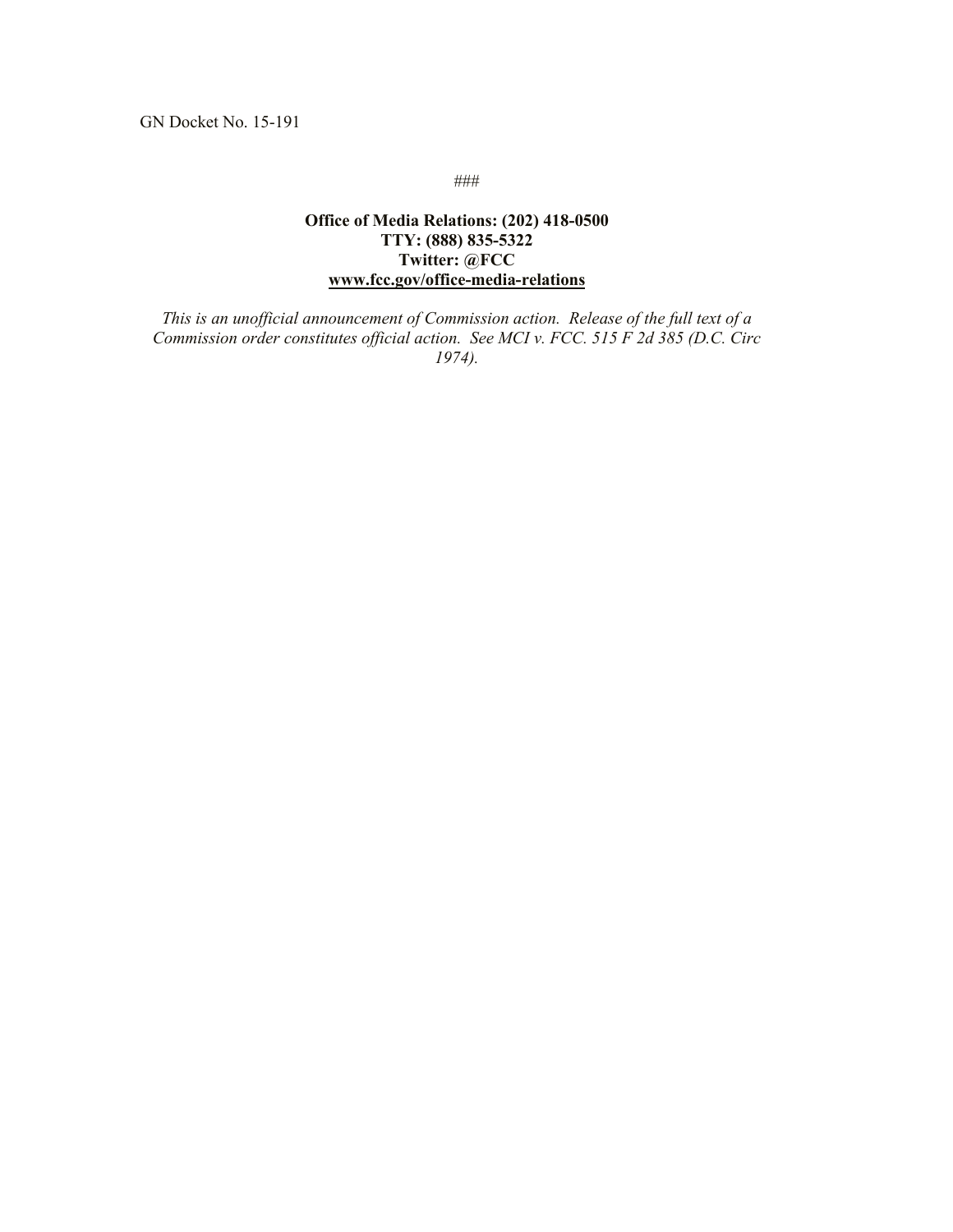GN Docket No. 15-191

###

**Office of Media Relations: (202) 418-0500**
**TTY: (888) 835-5322**
**Twitter: @FCC**
**www.fcc.gov/office-media-relations**

*This is an unofficial announcement of Commission action. Release of the full text of a Commission order constitutes official action. See MCI v. FCC. 515 F 2d 385 (D.C. Circ 1974).*